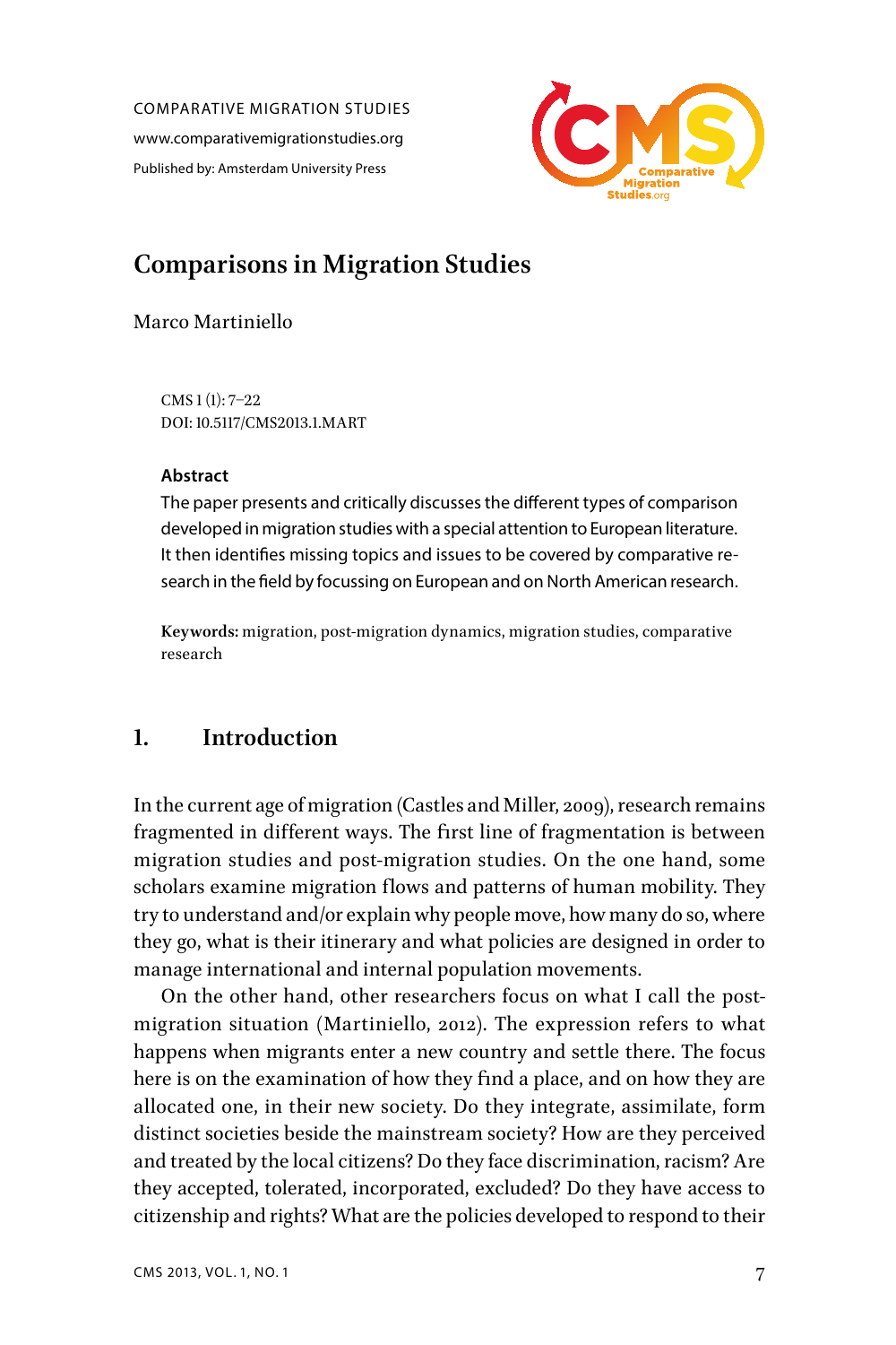COMPARATIVE MIGRATION STUDIES
www.comparativemigrationstudies.org
Published by: Amsterdam University Press

# Comparisons in Migration Studies

Marco Martiniello

CMS 1 (1): 7–22
DOI: 10.5117/CMS2013.1.MART

**Abstract**

The paper presents and critically discusses the different types of comparison developed in migration studies with a special attention to European literature. It then identifies missing topics and issues to be covered by comparative research in the field by focussing on European and on North American research.

**Keywords:** migration, post-migration dynamics, migration studies, comparative research

## 1. Introduction

In the current age of migration (Castles and Miller, 2009), research remains fragmented in different ways. The first line of fragmentation is between migration studies and post-migration studies. On the one hand, some scholars examine migration flows and patterns of human mobility. They try to understand and/or explain why people move, how many do so, where they go, what is their itinerary and what policies are designed in order to manage international and internal population movements.

On the other hand, other researchers focus on what I call the post-migration situation (Martiniello, 2012). The expression refers to what happens when migrants enter a new country and settle there. The focus here is on the examination of how they find a place, and on how they are allocated one, in their new society. Do they integrate, assimilate, form distinct societies beside the mainstream society? How are they perceived and treated by the local citizens? Do they face discrimination, racism? Are they accepted, tolerated, incorporated, excluded? Do they have access to citizenship and rights? What are the policies developed to respond to their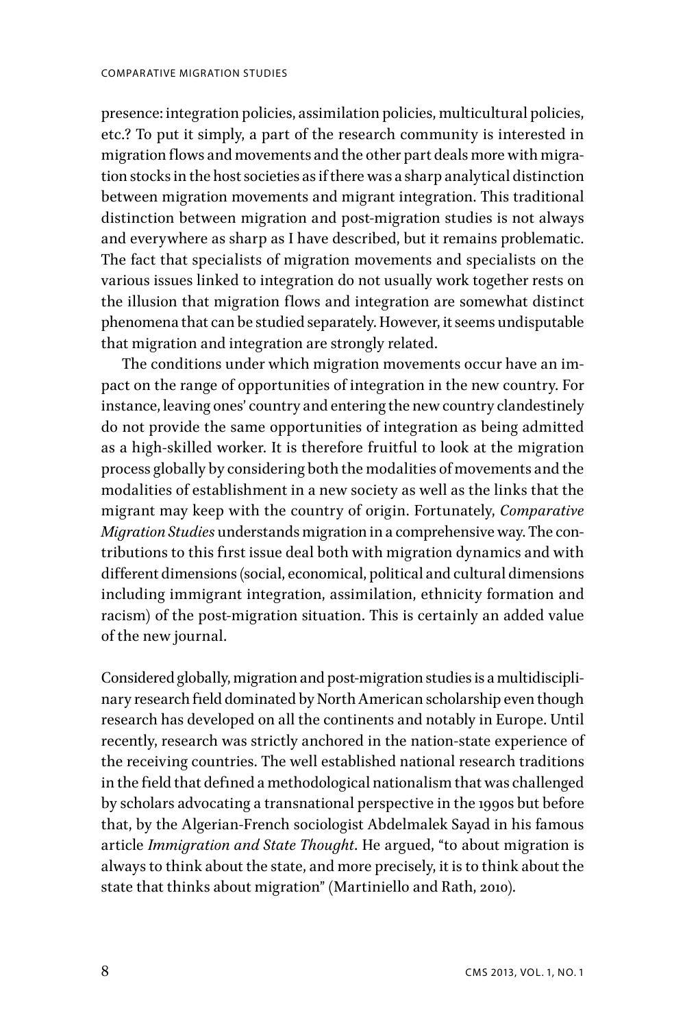presence: integration policies, assimilation policies, multicultural policies, etc.? To put it simply, a part of the research community is interested in migration flows and movements and the other part deals more with migration stocks in the host societies as if there was a sharp analytical distinction between migration movements and migrant integration. This traditional distinction between migration and post-migration studies is not always and everywhere as sharp as I have described, but it remains problematic. The fact that specialists of migration movements and specialists on the various issues linked to integration do not usually work together rests on the illusion that migration flows and integration are somewhat distinct phenomena that can be studied separately. However, it seems undisputable that migration and integration are strongly related.

The conditions under which migration movements occur have an impact on the range of opportunities of integration in the new country. For instance, leaving ones' country and entering the new country clandestinely do not provide the same opportunities of integration as being admitted as a high-skilled worker. It is therefore fruitful to look at the migration process globally by considering both the modalities of movements and the modalities of establishment in a new society as well as the links that the migrant may keep with the country of origin. Fortunately, *Comparative Migration Studies* understands migration in a comprehensive way. The contributions to this first issue deal both with migration dynamics and with different dimensions (social, economical, political and cultural dimensions including immigrant integration, assimilation, ethnicity formation and racism) of the post-migration situation. This is certainly an added value of the new journal.

Considered globally, migration and post-migration studies is a multidisciplinary research field dominated by North American scholarship even though research has developed on all the continents and notably in Europe. Until recently, research was strictly anchored in the nation-state experience of the receiving countries. The well established national research traditions in the field that defined a methodological nationalism that was challenged by scholars advocating a transnational perspective in the 1990s but before that, by the Algerian-French sociologist Abdelmalek Sayad in his famous article *Immigration and State Thought*. He argued, "to about migration is always to think about the state, and more precisely, it is to think about the state that thinks about migration" (Martiniello and Rath, 2010).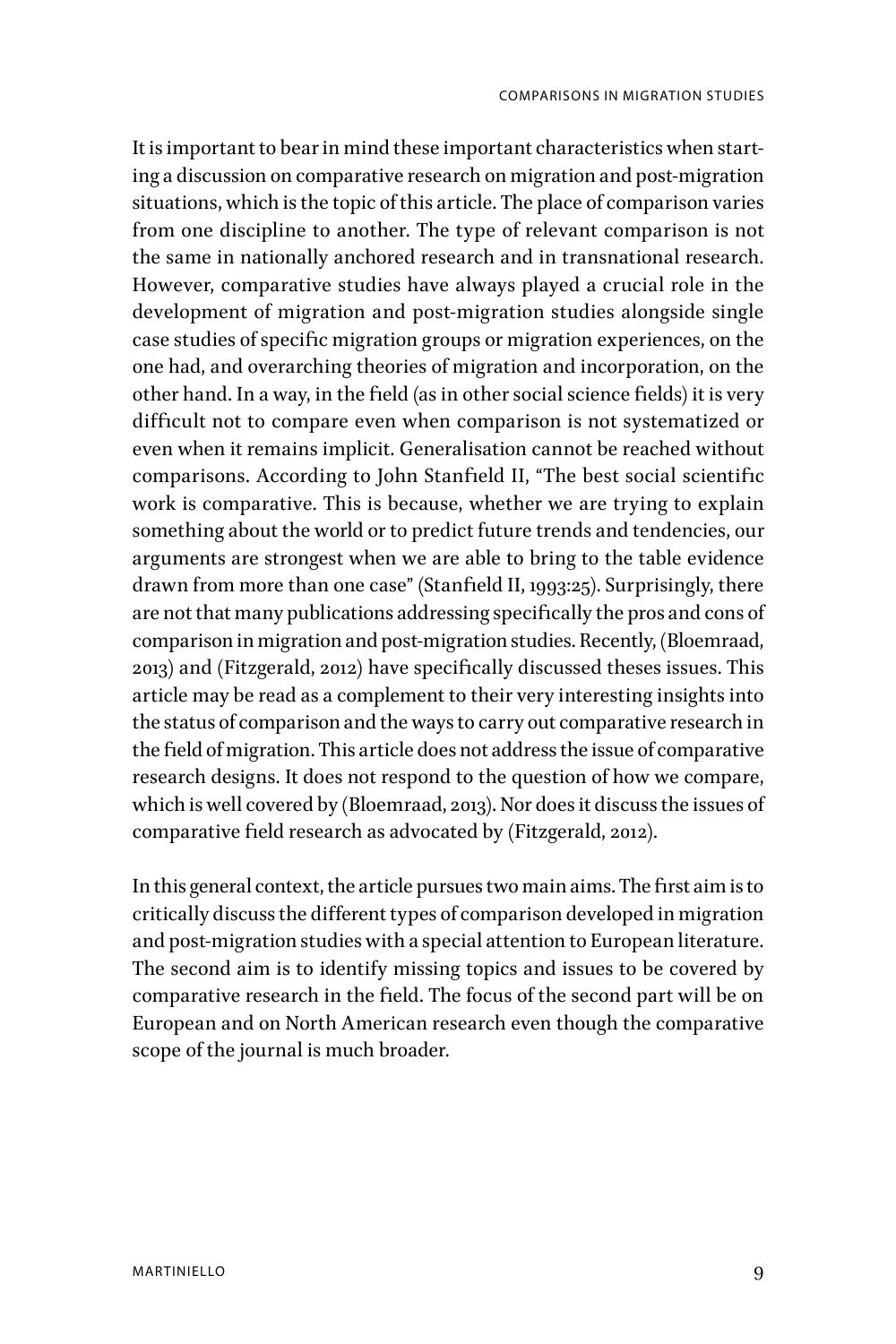It is important to bear in mind these important characteristics when starting a discussion on comparative research on migration and post-migration situations, which is the topic of this article. The place of comparison varies from one discipline to another. The type of relevant comparison is not the same in nationally anchored research and in transnational research. However, comparative studies have always played a crucial role in the development of migration and post-migration studies alongside single case studies of specific migration groups or migration experiences, on the one had, and overarching theories of migration and incorporation, on the other hand. In a way, in the field (as in other social science fields) it is very difficult not to compare even when comparison is not systematized or even when it remains implicit. Generalisation cannot be reached without comparisons. According to John Stanfield II, "The best social scientific work is comparative. This is because, whether we are trying to explain something about the world or to predict future trends and tendencies, our arguments are strongest when we are able to bring to the table evidence drawn from more than one case" (Stanfield II, 1993:25). Surprisingly, there are not that many publications addressing specifically the pros and cons of comparison in migration and post-migration studies. Recently, (Bloemraad, 2013) and (Fitzgerald, 2012) have specifically discussed theses issues. This article may be read as a complement to their very interesting insights into the status of comparison and the ways to carry out comparative research in the field of migration. This article does not address the issue of comparative research designs. It does not respond to the question of how we compare, which is well covered by (Bloemraad, 2013). Nor does it discuss the issues of comparative field research as advocated by (Fitzgerald, 2012).

In this general context, the article pursues two main aims. The first aim is to critically discuss the different types of comparison developed in migration and post-migration studies with a special attention to European literature. The second aim is to identify missing topics and issues to be covered by comparative research in the field. The focus of the second part will be on European and on North American research even though the comparative scope of the journal is much broader.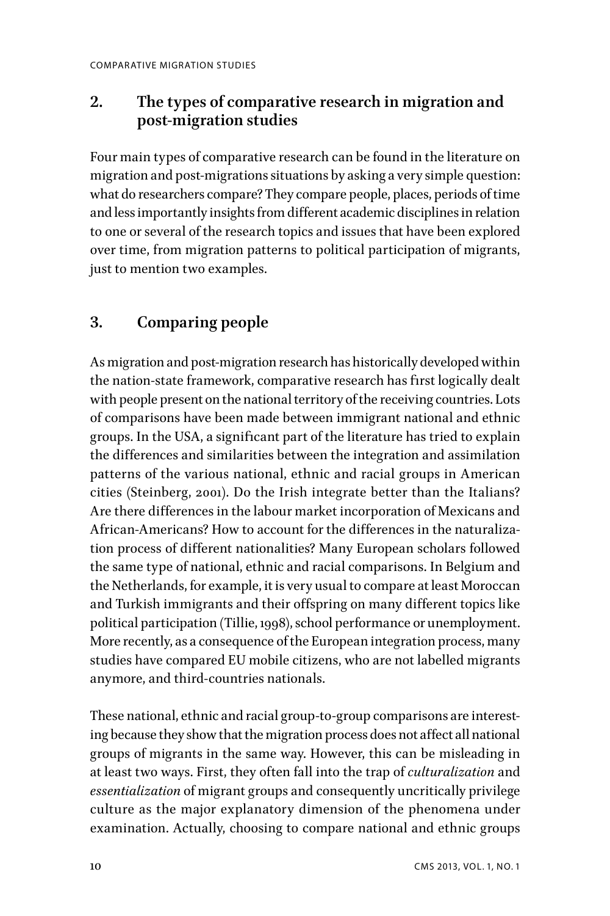## 2. The types of comparative research in migration and post-migration studies

Four main types of comparative research can be found in the literature on migration and post-migrations situations by asking a very simple question: what do researchers compare? They compare people, places, periods of time and less importantly insights from different academic disciplines in relation to one or several of the research topics and issues that have been explored over time, from migration patterns to political participation of migrants, just to mention two examples.

## 3. Comparing people

As migration and post-migration research has historically developed within the nation-state framework, comparative research has first logically dealt with people present on the national territory of the receiving countries. Lots of comparisons have been made between immigrant national and ethnic groups. In the USA, a significant part of the literature has tried to explain the differences and similarities between the integration and assimilation patterns of the various national, ethnic and racial groups in American cities (Steinberg, 2001). Do the Irish integrate better than the Italians? Are there differences in the labour market incorporation of Mexicans and African-Americans? How to account for the differences in the naturalization process of different nationalities? Many European scholars followed the same type of national, ethnic and racial comparisons. In Belgium and the Netherlands, for example, it is very usual to compare at least Moroccan and Turkish immigrants and their offspring on many different topics like political participation (Tillie, 1998), school performance or unemployment. More recently, as a consequence of the European integration process, many studies have compared EU mobile citizens, who are not labelled migrants anymore, and third-countries nationals.

These national, ethnic and racial group-to-group comparisons are interesting because they show that the migration process does not affect all national groups of migrants in the same way. However, this can be misleading in at least two ways. First, they often fall into the trap of *culturalization* and *essentialization* of migrant groups and consequently uncritically privilege culture as the major explanatory dimension of the phenomena under examination. Actually, choosing to compare national and ethnic groups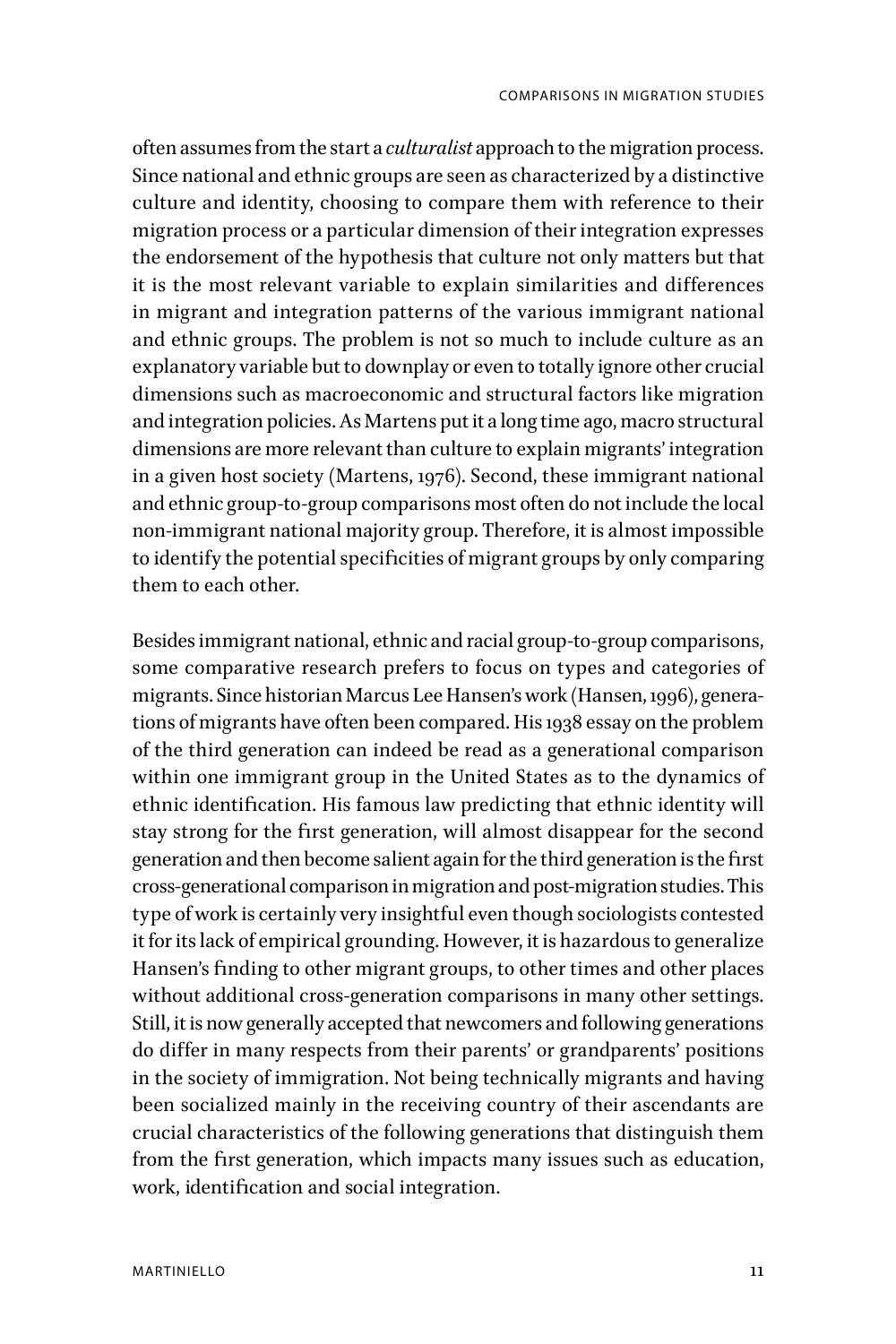often assumes from the start a *culturalist* approach to the migration process. Since national and ethnic groups are seen as characterized by a distinctive culture and identity, choosing to compare them with reference to their migration process or a particular dimension of their integration expresses the endorsement of the hypothesis that culture not only matters but that it is the most relevant variable to explain similarities and differences in migrant and integration patterns of the various immigrant national and ethnic groups. The problem is not so much to include culture as an explanatory variable but to downplay or even to totally ignore other crucial dimensions such as macroeconomic and structural factors like migration and integration policies. As Martens put it a long time ago, macro structural dimensions are more relevant than culture to explain migrants' integration in a given host society (Martens, 1976). Second, these immigrant national and ethnic group-to-group comparisons most often do not include the local non-immigrant national majority group. Therefore, it is almost impossible to identify the potential specificities of migrant groups by only comparing them to each other.

Besides immigrant national, ethnic and racial group-to-group comparisons, some comparative research prefers to focus on types and categories of migrants. Since historian Marcus Lee Hansen's work (Hansen, 1996), generations of migrants have often been compared. His 1938 essay on the problem of the third generation can indeed be read as a generational comparison within one immigrant group in the United States as to the dynamics of ethnic identification. His famous law predicting that ethnic identity will stay strong for the first generation, will almost disappear for the second generation and then become salient again for the third generation is the first cross-generational comparison in migration and post-migration studies. This type of work is certainly very insightful even though sociologists contested it for its lack of empirical grounding. However, it is hazardous to generalize Hansen's finding to other migrant groups, to other times and other places without additional cross-generation comparisons in many other settings. Still, it is now generally accepted that newcomers and following generations do differ in many respects from their parents' or grandparents' positions in the society of immigration. Not being technically migrants and having been socialized mainly in the receiving country of their ascendants are crucial characteristics of the following generations that distinguish them from the first generation, which impacts many issues such as education, work, identification and social integration.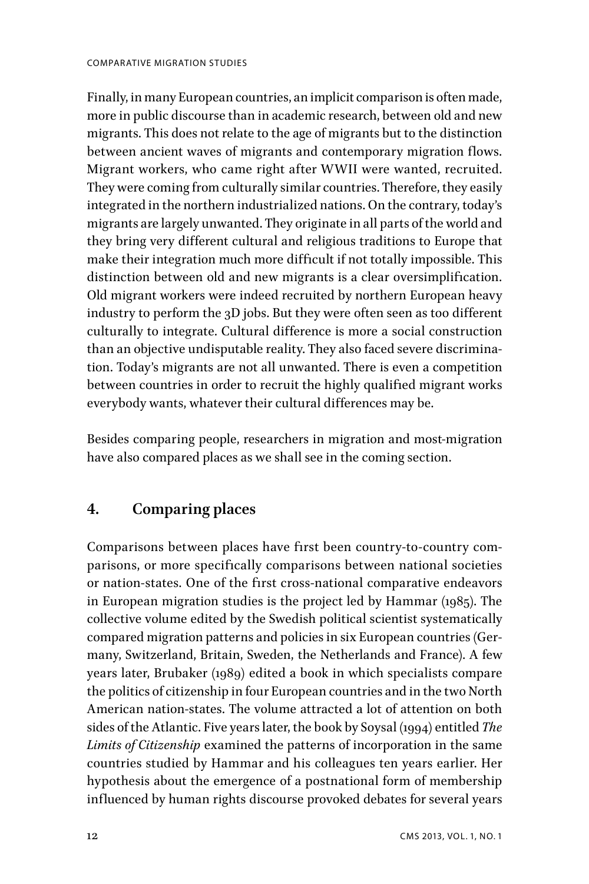Finally, in many European countries, an implicit comparison is often made, more in public discourse than in academic research, between old and new migrants. This does not relate to the age of migrants but to the distinction between ancient waves of migrants and contemporary migration flows. Migrant workers, who came right after WWII were wanted, recruited. They were coming from culturally similar countries. Therefore, they easily integrated in the northern industrialized nations. On the contrary, today's migrants are largely unwanted. They originate in all parts of the world and they bring very different cultural and religious traditions to Europe that make their integration much more difficult if not totally impossible. This distinction between old and new migrants is a clear oversimplification. Old migrant workers were indeed recruited by northern European heavy industry to perform the 3D jobs. But they were often seen as too different culturally to integrate. Cultural difference is more a social construction than an objective undisputable reality. They also faced severe discrimination. Today's migrants are not all unwanted. There is even a competition between countries in order to recruit the highly qualified migrant works everybody wants, whatever their cultural differences may be.

Besides comparing people, researchers in migration and most-migration have also compared places as we shall see in the coming section.

## 4. Comparing places

Comparisons between places have first been country-to-country comparisons, or more specifically comparisons between national societies or nation-states. One of the first cross-national comparative endeavors in European migration studies is the project led by Hammar (1985). The collective volume edited by the Swedish political scientist systematically compared migration patterns and policies in six European countries (Germany, Switzerland, Britain, Sweden, the Netherlands and France). A few years later, Brubaker (1989) edited a book in which specialists compare the politics of citizenship in four European countries and in the two North American nation-states. The volume attracted a lot of attention on both sides of the Atlantic. Five years later, the book by Soysal (1994) entitled *The Limits of Citizenship* examined the patterns of incorporation in the same countries studied by Hammar and his colleagues ten years earlier. Her hypothesis about the emergence of a postnational form of membership influenced by human rights discourse provoked debates for several years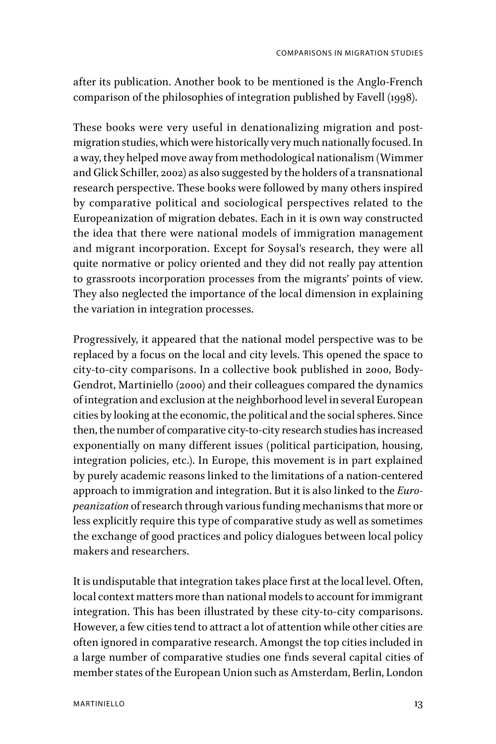after its publication. Another book to be mentioned is the Anglo-French comparison of the philosophies of integration published by Favell (1998).

These books were very useful in denationalizing migration and post-migration studies, which were historically very much nationally focused. In a way, they helped move away from methodological nationalism (Wimmer and Glick Schiller, 2002) as also suggested by the holders of a transnational research perspective. These books were followed by many others inspired by comparative political and sociological perspectives related to the Europeanization of migration debates. Each in it is own way constructed the idea that there were national models of immigration management and migrant incorporation. Except for Soysal's research, they were all quite normative or policy oriented and they did not really pay attention to grassroots incorporation processes from the migrants' points of view. They also neglected the importance of the local dimension in explaining the variation in integration processes.

Progressively, it appeared that the national model perspective was to be replaced by a focus on the local and city levels. This opened the space to city-to-city comparisons. In a collective book published in 2000, Body-Gendrot, Martiniello (2000) and their colleagues compared the dynamics of integration and exclusion at the neighborhood level in several European cities by looking at the economic, the political and the social spheres. Since then, the number of comparative city-to-city research studies has increased exponentially on many different issues (political participation, housing, integration policies, etc.). In Europe, this movement is in part explained by purely academic reasons linked to the limitations of a nation-centered approach to immigration and integration. But it is also linked to the *Europeanization* of research through various funding mechanisms that more or less explicitly require this type of comparative study as well as sometimes the exchange of good practices and policy dialogues between local policy makers and researchers.

It is undisputable that integration takes place first at the local level. Often, local context matters more than national models to account for immigrant integration. This has been illustrated by these city-to-city comparisons. However, a few cities tend to attract a lot of attention while other cities are often ignored in comparative research. Amongst the top cities included in a large number of comparative studies one finds several capital cities of member states of the European Union such as Amsterdam, Berlin, London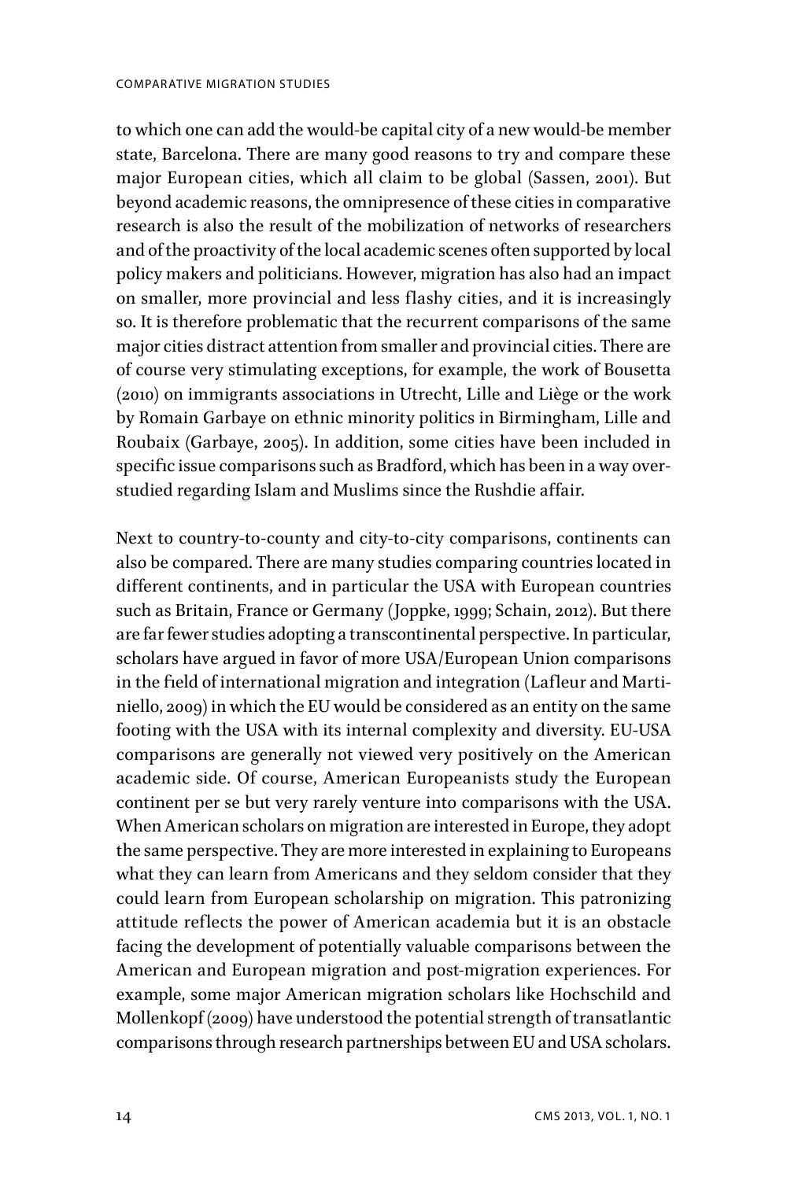to which one can add the would-be capital city of a new would-be member state, Barcelona. There are many good reasons to try and compare these major European cities, which all claim to be global (Sassen, 2001). But beyond academic reasons, the omnipresence of these cities in comparative research is also the result of the mobilization of networks of researchers and of the proactivity of the local academic scenes often supported by local policy makers and politicians. However, migration has also had an impact on smaller, more provincial and less flashy cities, and it is increasingly so. It is therefore problematic that the recurrent comparisons of the same major cities distract attention from smaller and provincial cities. There are of course very stimulating exceptions, for example, the work of Bousetta (2010) on immigrants associations in Utrecht, Lille and Liège or the work by Romain Garbaye on ethnic minority politics in Birmingham, Lille and Roubaix (Garbaye, 2005). In addition, some cities have been included in specific issue comparisons such as Bradford, which has been in a way over-studied regarding Islam and Muslims since the Rushdie affair.

Next to country-to-county and city-to-city comparisons, continents can also be compared. There are many studies comparing countries located in different continents, and in particular the USA with European countries such as Britain, France or Germany (Joppke, 1999; Schain, 2012). But there are far fewer studies adopting a transcontinental perspective. In particular, scholars have argued in favor of more USA/European Union comparisons in the field of international migration and integration (Lafleur and Martiniello, 2009) in which the EU would be considered as an entity on the same footing with the USA with its internal complexity and diversity. EU-USA comparisons are generally not viewed very positively on the American academic side. Of course, American Europeanists study the European continent per se but very rarely venture into comparisons with the USA. When American scholars on migration are interested in Europe, they adopt the same perspective. They are more interested in explaining to Europeans what they can learn from Americans and they seldom consider that they could learn from European scholarship on migration. This patronizing attitude reflects the power of American academia but it is an obstacle facing the development of potentially valuable comparisons between the American and European migration and post-migration experiences. For example, some major American migration scholars like Hochschild and Mollenkopf (2009) have understood the potential strength of transatlantic comparisons through research partnerships between EU and USA scholars.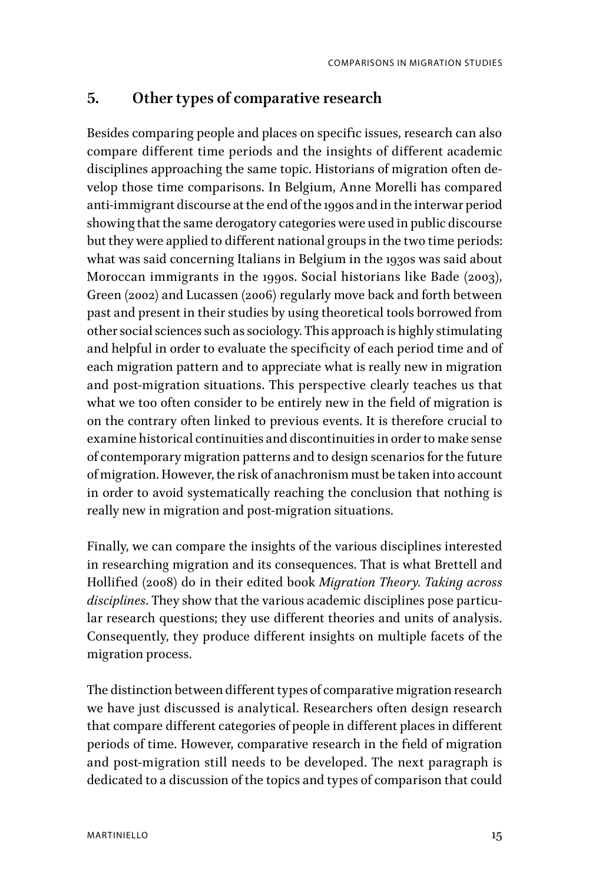## 5. Other types of comparative research

Besides comparing people and places on specific issues, research can also compare different time periods and the insights of different academic disciplines approaching the same topic. Historians of migration often develop those time comparisons. In Belgium, Anne Morelli has compared anti-immigrant discourse at the end of the 1990s and in the interwar period showing that the same derogatory categories were used in public discourse but they were applied to different national groups in the two time periods: what was said concerning Italians in Belgium in the 1930s was said about Moroccan immigrants in the 1990s. Social historians like Bade (2003), Green (2002) and Lucassen (2006) regularly move back and forth between past and present in their studies by using theoretical tools borrowed from other social sciences such as sociology. This approach is highly stimulating and helpful in order to evaluate the specificity of each period time and of each migration pattern and to appreciate what is really new in migration and post-migration situations. This perspective clearly teaches us that what we too often consider to be entirely new in the field of migration is on the contrary often linked to previous events. It is therefore crucial to examine historical continuities and discontinuities in order to make sense of contemporary migration patterns and to design scenarios for the future of migration. However, the risk of anachronism must be taken into account in order to avoid systematically reaching the conclusion that nothing is really new in migration and post-migration situations.

Finally, we can compare the insights of the various disciplines interested in researching migration and its consequences. That is what Brettell and Hollified (2008) do in their edited book *Migration Theory. Taking across disciplines*. They show that the various academic disciplines pose particular research questions; they use different theories and units of analysis. Consequently, they produce different insights on multiple facets of the migration process.

The distinction between different types of comparative migration research we have just discussed is analytical. Researchers often design research that compare different categories of people in different places in different periods of time. However, comparative research in the field of migration and post-migration still needs to be developed. The next paragraph is dedicated to a discussion of the topics and types of comparison that could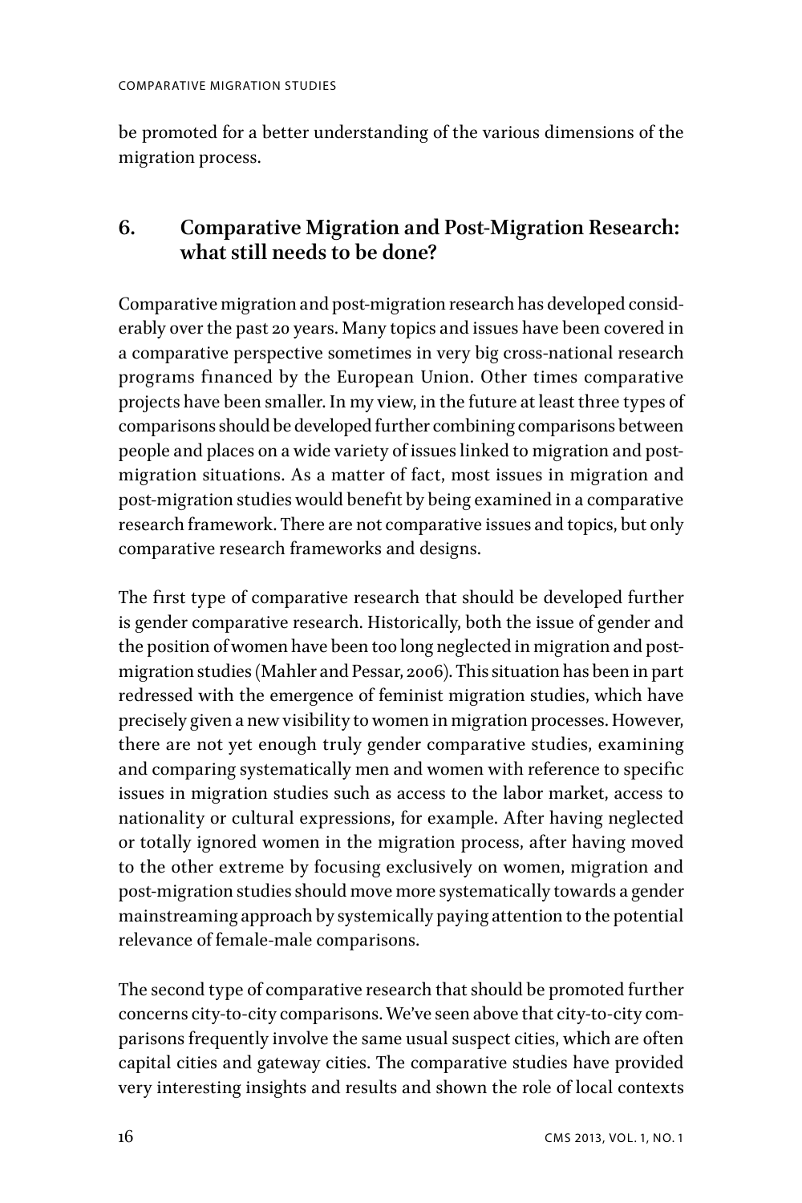be promoted for a better understanding of the various dimensions of the migration process.

## 6. Comparative Migration and Post-Migration Research: what still needs to be done?

Comparative migration and post-migration research has developed considerably over the past 20 years. Many topics and issues have been covered in a comparative perspective sometimes in very big cross-national research programs financed by the European Union. Other times comparative projects have been smaller. In my view, in the future at least three types of comparisons should be developed further combining comparisons between people and places on a wide variety of issues linked to migration and post-migration situations. As a matter of fact, most issues in migration and post-migration studies would benefit by being examined in a comparative research framework. There are not comparative issues and topics, but only comparative research frameworks and designs.

The first type of comparative research that should be developed further is gender comparative research. Historically, both the issue of gender and the position of women have been too long neglected in migration and post-migration studies (Mahler and Pessar, 2006). This situation has been in part redressed with the emergence of feminist migration studies, which have precisely given a new visibility to women in migration processes. However, there are not yet enough truly gender comparative studies, examining and comparing systematically men and women with reference to specific issues in migration studies such as access to the labor market, access to nationality or cultural expressions, for example. After having neglected or totally ignored women in the migration process, after having moved to the other extreme by focusing exclusively on women, migration and post-migration studies should move more systematically towards a gender mainstreaming approach by systemically paying attention to the potential relevance of female-male comparisons.

The second type of comparative research that should be promoted further concerns city-to-city comparisons. We've seen above that city-to-city comparisons frequently involve the same usual suspect cities, which are often capital cities and gateway cities. The comparative studies have provided very interesting insights and results and shown the role of local contexts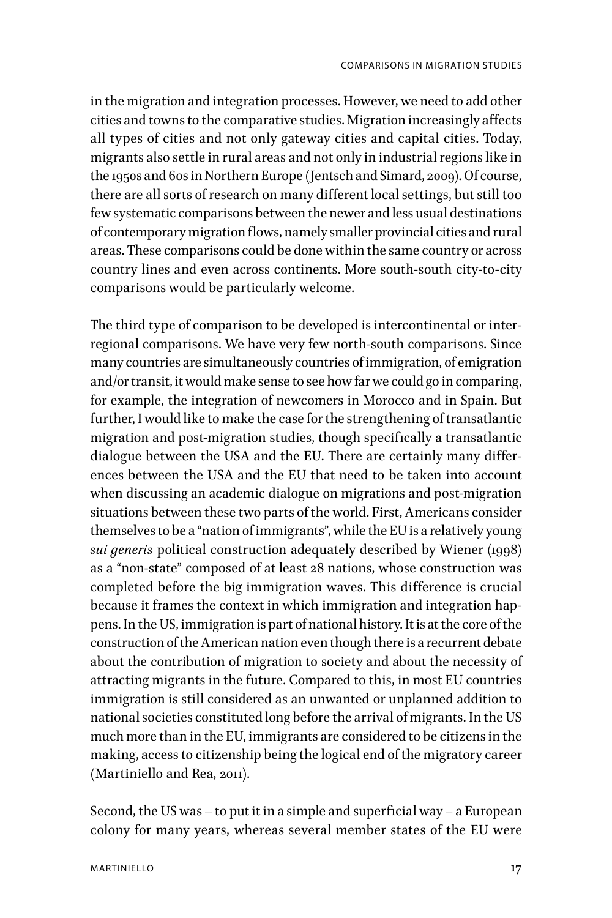in the migration and integration processes. However, we need to add other cities and towns to the comparative studies. Migration increasingly affects all types of cities and not only gateway cities and capital cities. Today, migrants also settle in rural areas and not only in industrial regions like in the 1950s and 60s in Northern Europe (Jentsch and Simard, 2009). Of course, there are all sorts of research on many different local settings, but still too few systematic comparisons between the newer and less usual destinations of contemporary migration flows, namely smaller provincial cities and rural areas. These comparisons could be done within the same country or across country lines and even across continents. More south-south city-to-city comparisons would be particularly welcome.

The third type of comparison to be developed is intercontinental or inter-regional comparisons. We have very few north-south comparisons. Since many countries are simultaneously countries of immigration, of emigration and/or transit, it would make sense to see how far we could go in comparing, for example, the integration of newcomers in Morocco and in Spain. But further, I would like to make the case for the strengthening of transatlantic migration and post-migration studies, though specifically a transatlantic dialogue between the USA and the EU. There are certainly many differences between the USA and the EU that need to be taken into account when discussing an academic dialogue on migrations and post-migration situations between these two parts of the world. First, Americans consider themselves to be a "nation of immigrants", while the EU is a relatively young *sui generis* political construction adequately described by Wiener (1998) as a "non-state" composed of at least 28 nations, whose construction was completed before the big immigration waves. This difference is crucial because it frames the context in which immigration and integration happens. In the US, immigration is part of national history. It is at the core of the construction of the American nation even though there is a recurrent debate about the contribution of migration to society and about the necessity of attracting migrants in the future. Compared to this, in most EU countries immigration is still considered as an unwanted or unplanned addition to national societies constituted long before the arrival of migrants. In the US much more than in the EU, immigrants are considered to be citizens in the making, access to citizenship being the logical end of the migratory career (Martiniello and Rea, 2011).

Second, the US was – to put it in a simple and superficial way – a European colony for many years, whereas several member states of the EU were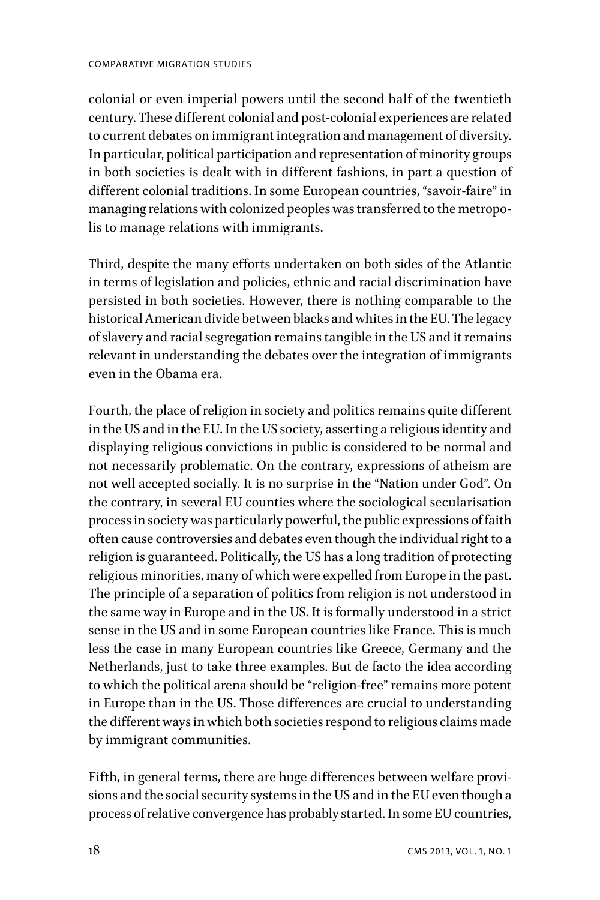colonial or even imperial powers until the second half of the twentieth century. These different colonial and post-colonial experiences are related to current debates on immigrant integration and management of diversity. In particular, political participation and representation of minority groups in both societies is dealt with in different fashions, in part a question of different colonial traditions. In some European countries, "savoir-faire" in managing relations with colonized peoples was transferred to the metropolis to manage relations with immigrants.

Third, despite the many efforts undertaken on both sides of the Atlantic in terms of legislation and policies, ethnic and racial discrimination have persisted in both societies. However, there is nothing comparable to the historical American divide between blacks and whites in the EU. The legacy of slavery and racial segregation remains tangible in the US and it remains relevant in understanding the debates over the integration of immigrants even in the Obama era.

Fourth, the place of religion in society and politics remains quite different in the US and in the EU. In the US society, asserting a religious identity and displaying religious convictions in public is considered to be normal and not necessarily problematic. On the contrary, expressions of atheism are not well accepted socially. It is no surprise in the "Nation under God". On the contrary, in several EU counties where the sociological secularisation process in society was particularly powerful, the public expressions of faith often cause controversies and debates even though the individual right to a religion is guaranteed. Politically, the US has a long tradition of protecting religious minorities, many of which were expelled from Europe in the past. The principle of a separation of politics from religion is not understood in the same way in Europe and in the US. It is formally understood in a strict sense in the US and in some European countries like France. This is much less the case in many European countries like Greece, Germany and the Netherlands, just to take three examples. But de facto the idea according to which the political arena should be "religion-free" remains more potent in Europe than in the US. Those differences are crucial to understanding the different ways in which both societies respond to religious claims made by immigrant communities.

Fifth, in general terms, there are huge differences between welfare provisions and the social security systems in the US and in the EU even though a process of relative convergence has probably started. In some EU countries,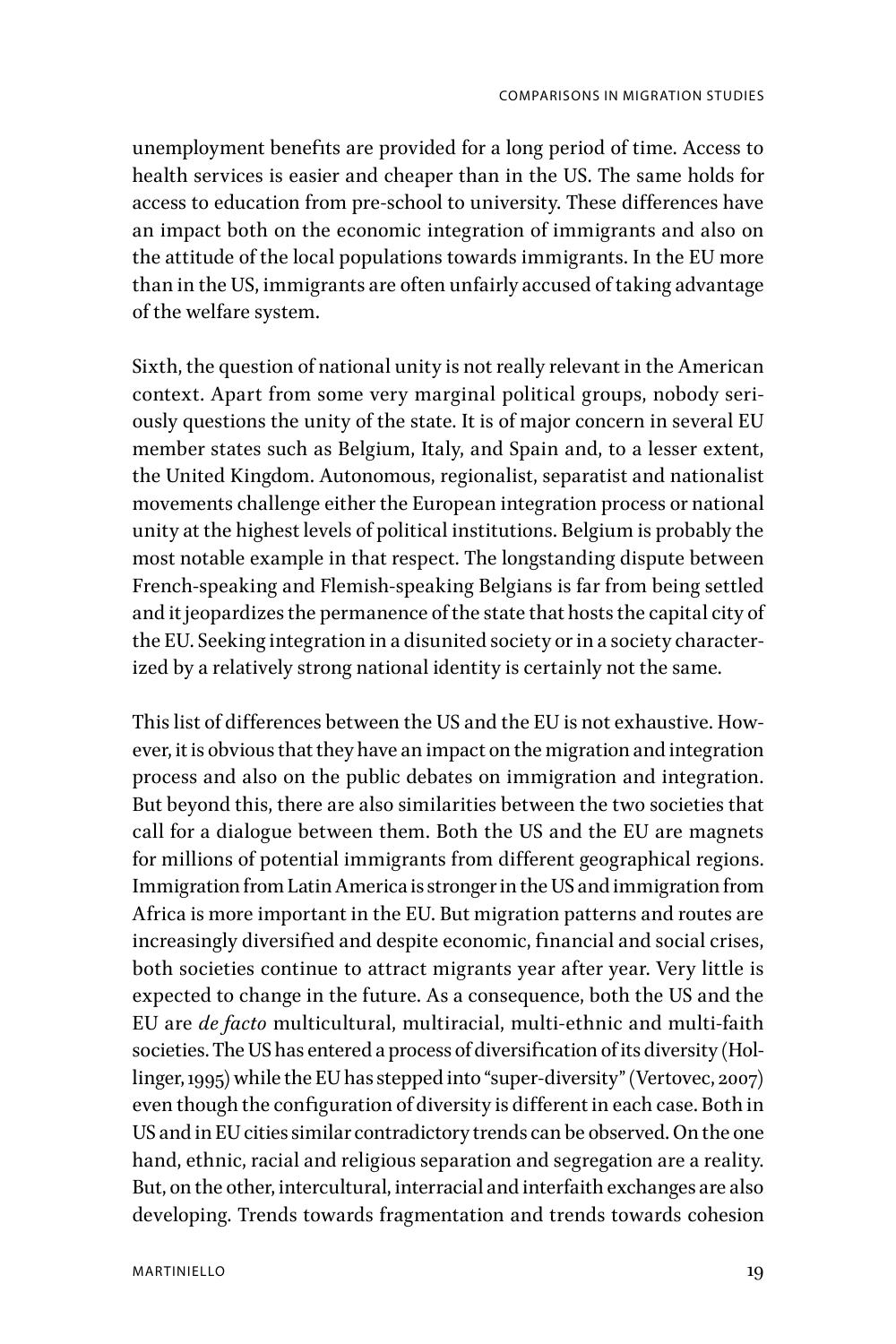unemployment benefits are provided for a long period of time. Access to health services is easier and cheaper than in the US. The same holds for access to education from pre-school to university. These differences have an impact both on the economic integration of immigrants and also on the attitude of the local populations towards immigrants. In the EU more than in the US, immigrants are often unfairly accused of taking advantage of the welfare system.

Sixth, the question of national unity is not really relevant in the American context. Apart from some very marginal political groups, nobody seriously questions the unity of the state. It is of major concern in several EU member states such as Belgium, Italy, and Spain and, to a lesser extent, the United Kingdom. Autonomous, regionalist, separatist and nationalist movements challenge either the European integration process or national unity at the highest levels of political institutions. Belgium is probably the most notable example in that respect. The longstanding dispute between French-speaking and Flemish-speaking Belgians is far from being settled and it jeopardizes the permanence of the state that hosts the capital city of the EU. Seeking integration in a disunited society or in a society characterized by a relatively strong national identity is certainly not the same.

This list of differences between the US and the EU is not exhaustive. However, it is obvious that they have an impact on the migration and integration process and also on the public debates on immigration and integration. But beyond this, there are also similarities between the two societies that call for a dialogue between them. Both the US and the EU are magnets for millions of potential immigrants from different geographical regions. Immigration from Latin America is stronger in the US and immigration from Africa is more important in the EU. But migration patterns and routes are increasingly diversified and despite economic, financial and social crises, both societies continue to attract migrants year after year. Very little is expected to change in the future. As a consequence, both the US and the EU are *de facto* multicultural, multiracial, multi-ethnic and multi-faith societies. The US has entered a process of diversification of its diversity (Hollinger, 1995) while the EU has stepped into "super-diversity" (Vertovec, 2007) even though the configuration of diversity is different in each case. Both in US and in EU cities similar contradictory trends can be observed. On the one hand, ethnic, racial and religious separation and segregation are a reality. But, on the other, intercultural, interracial and interfaith exchanges are also developing. Trends towards fragmentation and trends towards cohesion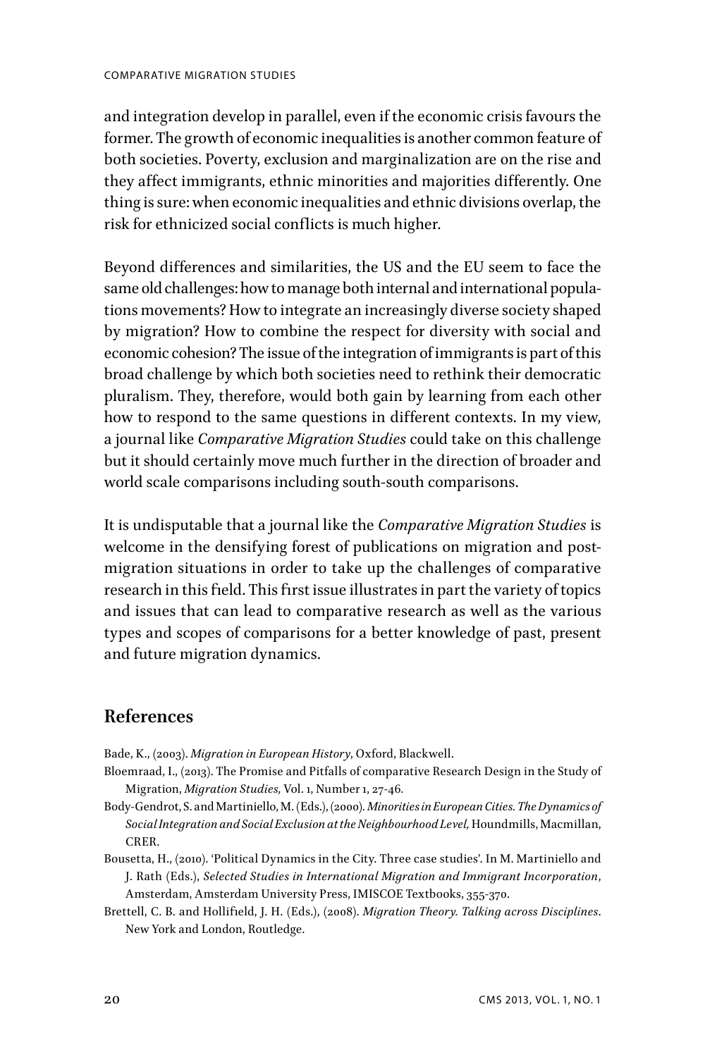and integration develop in parallel, even if the economic crisis favours the former. The growth of economic inequalities is another common feature of both societies. Poverty, exclusion and marginalization are on the rise and they affect immigrants, ethnic minorities and majorities differently. One thing is sure: when economic inequalities and ethnic divisions overlap, the risk for ethnicized social conflicts is much higher.

Beyond differences and similarities, the US and the EU seem to face the same old challenges: how to manage both internal and international populations movements? How to integrate an increasingly diverse society shaped by migration? How to combine the respect for diversity with social and economic cohesion? The issue of the integration of immigrants is part of this broad challenge by which both societies need to rethink their democratic pluralism. They, therefore, would both gain by learning from each other how to respond to the same questions in different contexts. In my view, a journal like *Comparative Migration Studies* could take on this challenge but it should certainly move much further in the direction of broader and world scale comparisons including south-south comparisons.

It is undisputable that a journal like the *Comparative Migration Studies* is welcome in the densifying forest of publications on migration and post-migration situations in order to take up the challenges of comparative research in this field. This first issue illustrates in part the variety of topics and issues that can lead to comparative research as well as the various types and scopes of comparisons for a better knowledge of past, present and future migration dynamics.

## References

Bade, K., (2003). *Migration in European History*, Oxford, Blackwell.

Bloemraad, I., (2013). The Promise and Pitfalls of comparative Research Design in the Study of Migration, *Migration Studies,* Vol. 1, Number 1, 27-46.

Body-Gendrot, S. and Martiniello, M. (Eds.), (2000). *Minorities in European Cities. The Dynamics of Social Integration and Social Exclusion at the Neighbourhood Level,* Houndmills, Macmillan, CRER.

Bousetta, H., (2010). 'Political Dynamics in the City. Three case studies'. In M. Martiniello and J. Rath (Eds.), *Selected Studies in International Migration and Immigrant Incorporation*, Amsterdam, Amsterdam University Press, IMISCOE Textbooks, 355-370.

Brettell, C. B. and Hollifield, J. H. (Eds.), (2008). *Migration Theory. Talking across Disciplines*. New York and London, Routledge.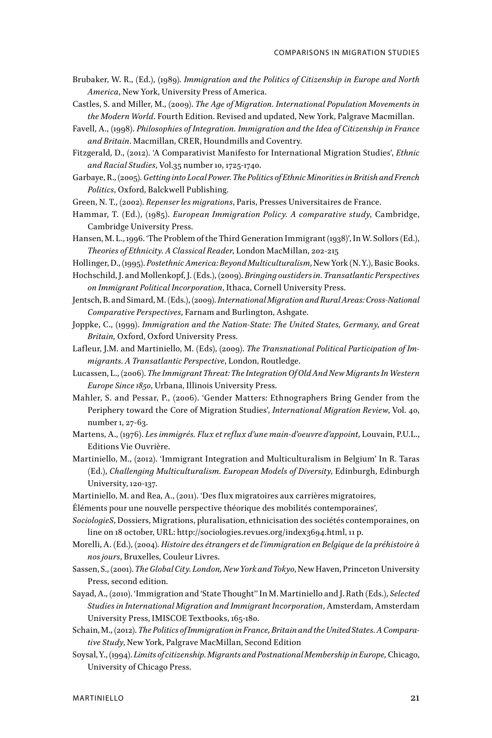Brubaker, W. R., (Ed.), (1989). *Immigration and the Politics of Citizenship in Europe and North America*, New York, University Press of America.

Castles, S. and Miller, M., (2009). *The Age of Migration. International Population Movements in the Modern World*. Fourth Edition. Revised and updated, New York, Palgrave Macmillan.

Favell, A., (1998). *Philosophies of Integration. Immigration and the Idea of Citizenship in France and Britain*. Macmillan, CRER, Houndmills and Coventry.

Fitzgerald, D., (2012). 'A Comparativist Manifesto for International Migration Studies', *Ethnic and Racial Studies*, Vol.35 number 10, 1725-1740.

Garbaye, R., (2005). *Getting into Local Power. The Politics of Ethnic Minorities in British and French Politics*, Oxford, Balckwell Publishing.

Green, N. T., (2002). *Repenser les migrations*, Paris, Presses Universitaires de France.

Hammar, T. (Ed.), (1985). *European Immigration Policy. A comparative study*, Cambridge, Cambridge University Press.

Hansen, M. L., 1996. 'The Problem of the Third Generation Immigrant (1938)', In W. Sollors (Ed.), *Theories of Ethnicity. A Classical Reader*, London MacMillan, 202-215

Hollinger, D., (1995). *Postethnic America: Beyond Multiculturalism*, New York (N. Y.), Basic Books.

Hochschild, J. and Mollenkopf, J. (Eds.), (2009). *Bringing oustiders in. Transatlantic Perspectives on Immigrant Political Incorporation*, Ithaca, Cornell University Press.

Jentsch, B. and Simard, M. (Eds.), (2009). *International Migration and Rural Areas: Cross-National Comparative Perspectives*, Farnam and Burlington, Ashgate.

Joppke, C., (1999). *Immigration and the Nation-State: The United States, Germany, and Great Britain,* Oxford, Oxford University Press.

Lafleur, J.M. and Martiniello, M. (Eds), (2009). *The Transnational Political Participation of Immigrants. A Transatlantic Perspective*, London, Routledge.

Lucassen, L., (2006). *The Immigrant Threat: The Integration Of Old And New Migrants In Western Europe Since 1850*, Urbana, Illinois University Press.

Mahler, S. and Pessar, P., (2006). 'Gender Matters: Ethnographers Bring Gender from the Periphery toward the Core of Migration Studies', *International Migration Review*, Vol. 40, number 1, 27-63.

Martens, A., (1976). *Les immigrés. Flux et reflux d'une main-d'oeuvre d'appoint*, Louvain, P.U.L., Editions Vie Ouvrière.

Martiniello, M., (2012). 'Immigrant Integration and Multiculturalism in Belgium' In R. Taras (Ed.), *Challenging Multiculturalism. European Models of Diversity*, Edinburgh, Edinburgh University, 120-137.

Martiniello, M. and Rea, A., (2011). 'Des flux migratoires aux carrières migratoires, Éléments pour une nouvelle perspective théorique des mobilités contemporaines', *SociologieS*, Dossiers, Migrations, pluralisation, ethnicisation des sociétés contemporaines, on line on 18 october, URL: http://sociologies.revues.org/index3694.html, 11 p.

Morelli, A. (Ed.), (2004). *Histoire des étrangers et de l'immigration en Belgique de la préhistoire à nos jours*, Bruxelles, Couleur Livres.

Sassen, S., (2001). *The Global City. London, New York and Tokyo*, New Haven, Princeton University Press, second edition.

Sayad, A., (2010). 'Immigration and 'State Thought'' In M. Martiniello and J. Rath (Eds.), *Selected Studies in International Migration and Immigrant Incorporation*, Amsterdam, Amsterdam University Press, IMISCOE Textbooks, 165-180.

Schain, M., (2012). *The Politics of Immigration in France, Britain and the United States. A Comparative Study*, New York, Palgrave MacMillan, Second Edition

Soysal, Y., (1994). *Limits of citizenship. Migrants and Postnational Membership in Europe,* Chicago, University of Chicago Press.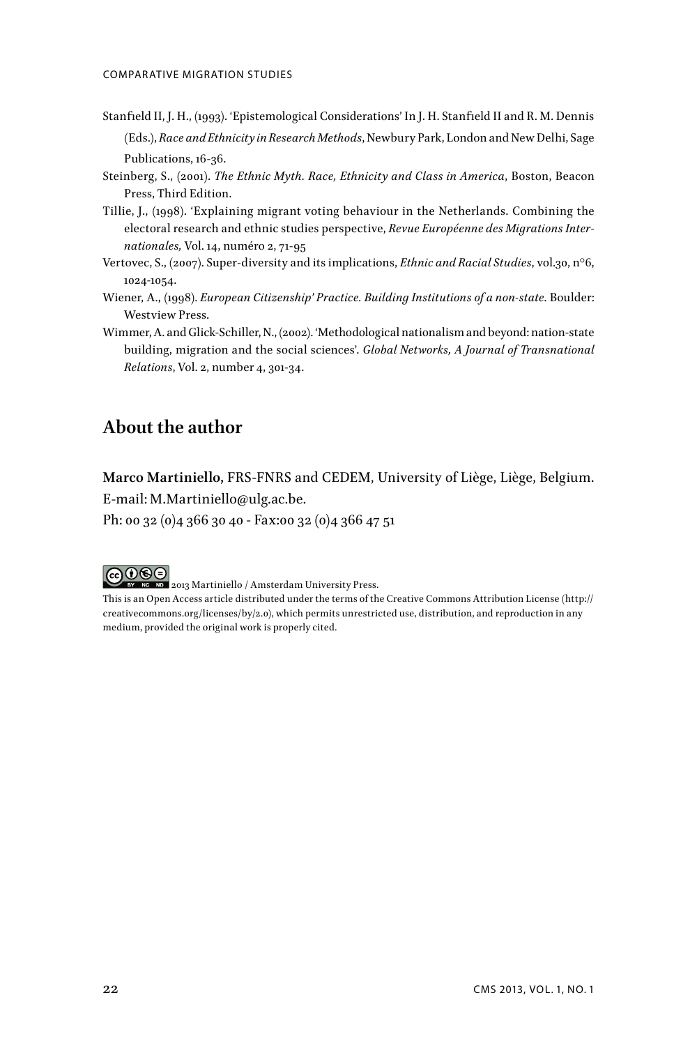Stanfield II, J. H., (1993). 'Epistemological Considerations' In J. H. Stanfield II and R. M. Dennis (Eds.), *Race and Ethnicity in Research Methods*, Newbury Park, London and New Delhi, Sage Publications, 16-36.

Steinberg, S., (2001). *The Ethnic Myth. Race, Ethnicity and Class in America*, Boston, Beacon Press, Third Edition.

Tillie, J., (1998). 'Explaining migrant voting behaviour in the Netherlands. Combining the electoral research and ethnic studies perspective, *Revue Européenne des Migrations Internationales,* Vol. 14, numéro 2, 71-95

Vertovec, S., (2007). Super-diversity and its implications, *Ethnic and Racial Studies*, vol.30, n°6, 1024-1054.

Wiener, A., (1998). *European Citizenship' Practice. Building Institutions of a non-state.* Boulder: Westview Press.

Wimmer, A. and Glick-Schiller, N., (2002). 'Methodological nationalism and beyond: nation-state building, migration and the social sciences'. *Global Networks, A Journal of Transnational Relations*, Vol. 2, number 4, 301-34.

## About the author

**Marco Martiniello,** FRS-FNRS and CEDEM, University of Liège, Liège, Belgium.
E-mail: M.Martiniello@ulg.ac.be.
Ph: 00 32 (0)4 366 30 40 - Fax:00 32 (0)4 366 47 51

2013 Martiniello / Amsterdam University Press.
This is an Open Access article distributed under the terms of the Creative Commons Attribution License (http://creativecommons.org/licenses/by/2.0), which permits unrestricted use, distribution, and reproduction in any medium, provided the original work is properly cited.